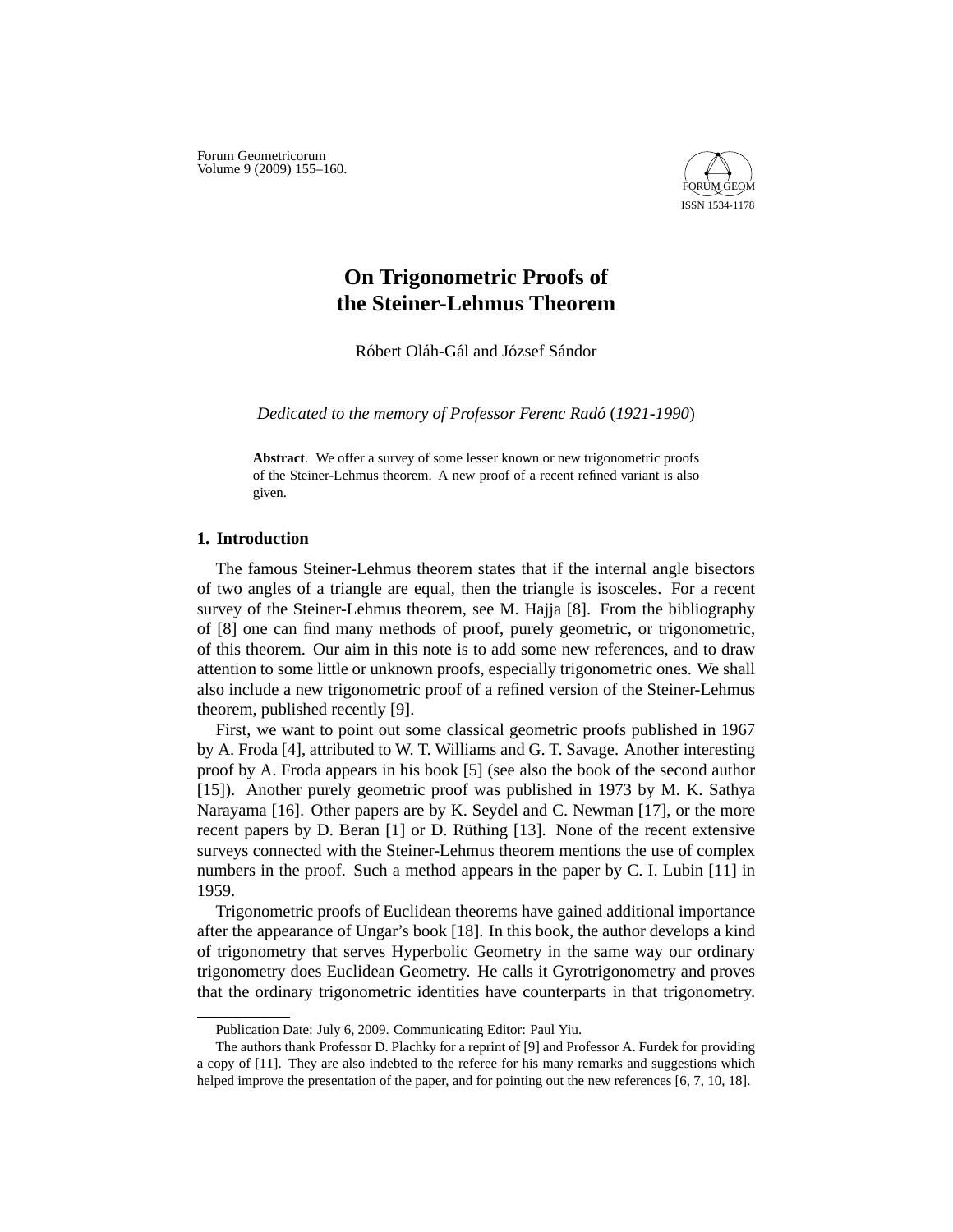# On Trigonometric Proofs of the Steiner-Lehmus Theorem

Róbert Oláh-Gál and József Sándor

*Dedicated to the memory of Professor Ferenc Radó (1921-1990)*

**Abstract**. We offer a survey of some lesser known or new trigonometric proofs of the Steiner-Lehmus theorem. A new proof of a recent refined variant is also given.

## 1. Introduction

The famous Steiner-Lehmus theorem states that if the internal angle bisectors of two angles of a triangle are equal, then the triangle is isosceles. For a recent survey of the Steiner-Lehmus theorem, see M. Hajja [8]. From the bibliography of [8] one can find many methods of proof, purely geometric, or trigonometric, of this theorem. Our aim in this note is to add some new references, and to draw attention to some little or unknown proofs, especially trigonometric ones. We shall also include a new trigonometric proof of a refined version of the Steiner-Lehmus theorem, published recently [9].

First, we want to point out some classical geometric proofs published in 1967 by A. Froda [4], attributed to W. T. Williams and G. T. Savage. Another interesting proof by A. Froda appears in his book [5] (see also the book of the second author [15]). Another purely geometric proof was published in 1973 by M. K. Sathya Narayama [16]. Other papers are by K. Seydel and C. Newman [17], or the more recent papers by D. Beran [1] or D. Rüthing [13]. None of the recent extensive surveys connected with the Steiner-Lehmus theorem mentions the use of complex numbers in the proof. Such a method appears in the paper by C. I. Lubin [11] in 1959.

Trigonometric proofs of Euclidean theorems have gained additional importance after the appearance of Ungar's book [18]. In this book, the author develops a kind of trigonometry that serves Hyperbolic Geometry in the same way our ordinary trigonometry does Euclidean Geometry. He calls it Gyrotrigonometry and proves that the ordinary trigonometric identities have counterparts in that trigonometry.

---

Publication Date: July 6, 2009. Communicating Editor: Paul Yiu.

The authors thank Professor D. Plachky for a reprint of [9] and Professor A. Furdek for providing a copy of [11]. They are also indebted to the referee for his many remarks and suggestions which helped improve the presentation of the paper, and for pointing out the new references [6, 7, 10, 18].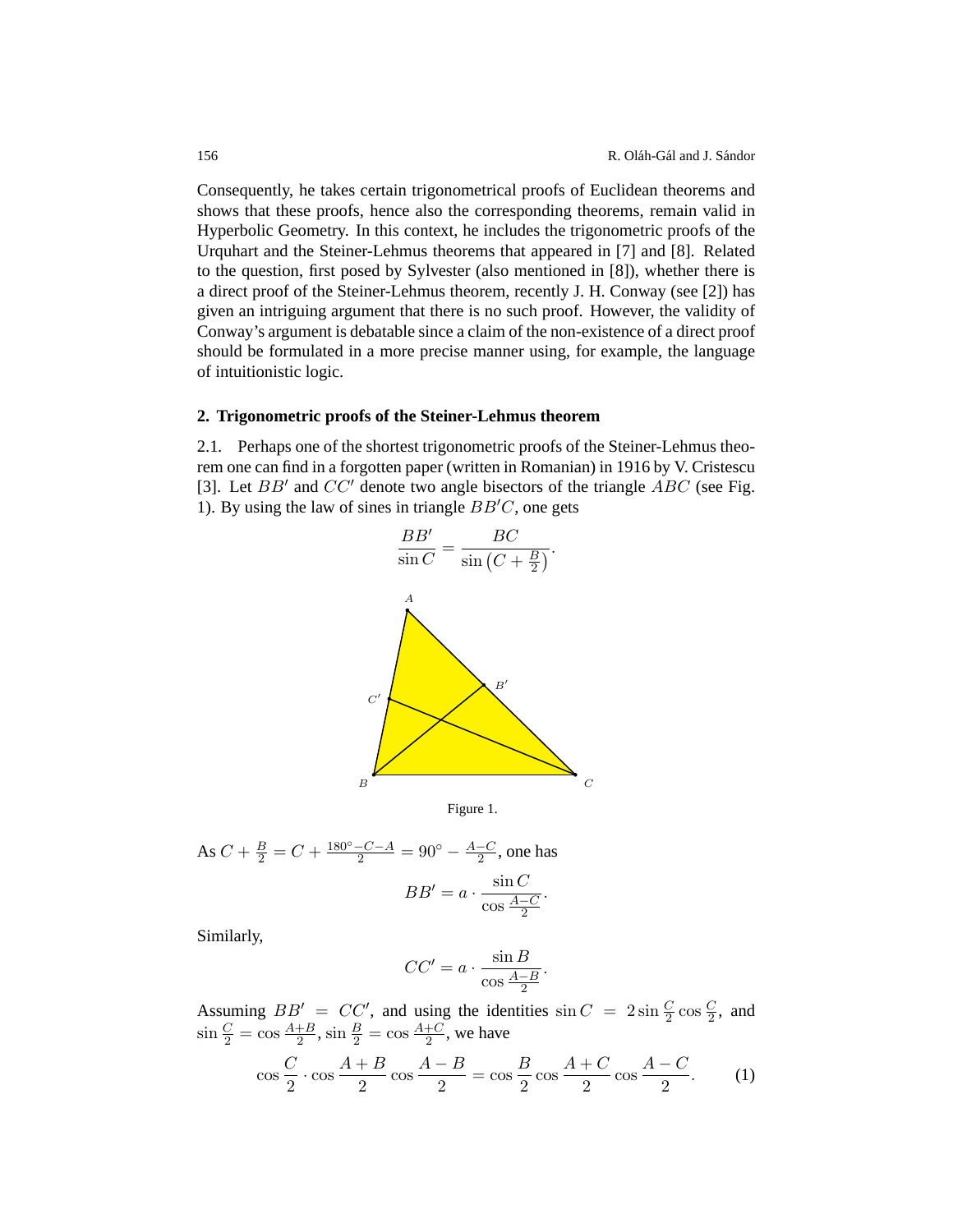Consequently, he takes certain trigonometrical proofs of Euclidean theorems and shows that these proofs, hence also the corresponding theorems, remain valid in Hyperbolic Geometry. In this context, he includes the trigonometric proofs of the Urquhart and the Steiner-Lehmus theorems that appeared in [7] and [8]. Related to the question, first posed by Sylvester (also mentioned in [8]), whether there is a direct proof of the Steiner-Lehmus theorem, recently J. H. Conway (see [2]) has given an intriguing argument that there is no such proof. However, the validity of Conway's argument is debatable since a claim of the non-existence of a direct proof should be formulated in a more precise manner using, for example, the language of intuitionistic logic.

## 2. Trigonometric proofs of the Steiner-Lehmus theorem

2.1. Perhaps one of the shortest trigonometric proofs of the Steiner-Lehmus theorem one can find in a forgotten paper (written in Romanian) in 1916 by V. Cristescu [3]. Let $BB'$ and $CC'$ denote two angle bisectors of the triangle $ABC$ (see Fig. 1). By using the law of sines in triangle $BB'C$, one gets

$$\frac{BB'}{\sin C} = \frac{BC}{\sin\left(C + \frac{B}{2}\right)}.$$

Figure 1.

As $C + \frac{B}{2} = C + \frac{180^\circ - C - A}{2} = 90^\circ - \frac{A-C}{2}$, one has

$$BB' = a \cdot \frac{\sin C}{\cos \frac{A-C}{2}}.$$

Similarly,

$$CC' = a \cdot \frac{\sin B}{\cos \frac{A-B}{2}}.$$

Assuming $BB' = CC'$, and using the identities $\sin C = 2 \sin \frac{C}{2} \cos \frac{C}{2}$, and $\sin \frac{C}{2} = \cos \frac{A+B}{2}$, $\sin \frac{B}{2} = \cos \frac{A+C}{2}$, we have

$$\cos \frac{C}{2} \cdot \cos \frac{A+B}{2} \cos \frac{A-B}{2} = \cos \frac{B}{2} \cos \frac{A+C}{2} \cos \frac{A-C}{2}. \tag{1}$$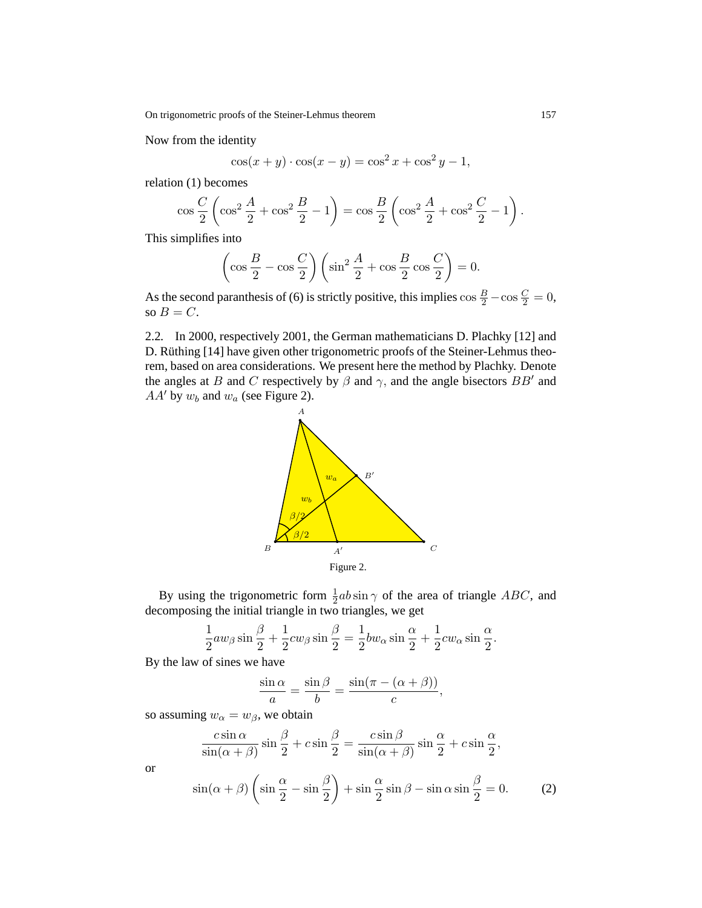Now from the identity

$$\cos(x+y)\cdot\cos(x-y)=\cos^2 x+\cos^2 y-1,$$

relation (1) becomes

$$\cos\frac{C}{2}\left(\cos^2\frac{A}{2}+\cos^2\frac{B}{2}-1\right)=\cos\frac{B}{2}\left(\cos^2\frac{A}{2}+\cos^2\frac{C}{2}-1\right).$$

This simplifies into

$$\left(\cos\frac{B}{2}-\cos\frac{C}{2}\right)\left(\sin^2\frac{A}{2}+\cos\frac{B}{2}\cos\frac{C}{2}\right)=0.$$

As the second paranthesis of (6) is strictly positive, this implies $\cos\frac{B}{2}-\cos\frac{C}{2}=0$, so $B=C$.

2.2. In 2000, respectively 2001, the German mathematicians D. Plachky [12] and D. Rüthing [14] have given other trigonometric proofs of the Steiner-Lehmus theorem, based on area considerations. We present here the method by Plachky. Denote the angles at $B$ and $C$ respectively by $\beta$ and $\gamma$, and the angle bisectors $BB'$ and $AA'$ by $w_b$ and $w_a$ (see Figure 2).

Figure 2.

By using the trigonometric form $\frac{1}{2}ab\sin\gamma$ of the area of triangle $ABC$, and decomposing the initial triangle in two triangles, we get

$$\frac{1}{2}aw_\beta\sin\frac{\beta}{2}+\frac{1}{2}cw_\beta\sin\frac{\beta}{2}=\frac{1}{2}bw_\alpha\sin\frac{\alpha}{2}+\frac{1}{2}cw_\alpha\sin\frac{\alpha}{2}.$$

By the law of sines we have

$$\frac{\sin\alpha}{a}=\frac{\sin\beta}{b}=\frac{\sin(\pi-(\alpha+\beta))}{c},$$

so assuming $w_\alpha=w_\beta$, we obtain

$$\frac{c\sin\alpha}{\sin(\alpha+\beta)}\sin\frac{\beta}{2}+c\sin\frac{\beta}{2}=\frac{c\sin\beta}{\sin(\alpha+\beta)}\sin\frac{\alpha}{2}+c\sin\frac{\alpha}{2},$$

or

$$\sin(\alpha+\beta)\left(\sin\frac{\alpha}{2}-\sin\frac{\beta}{2}\right)+\sin\frac{\alpha}{2}\sin\beta-\sin\alpha\sin\frac{\beta}{2}=0. \qquad (2)$$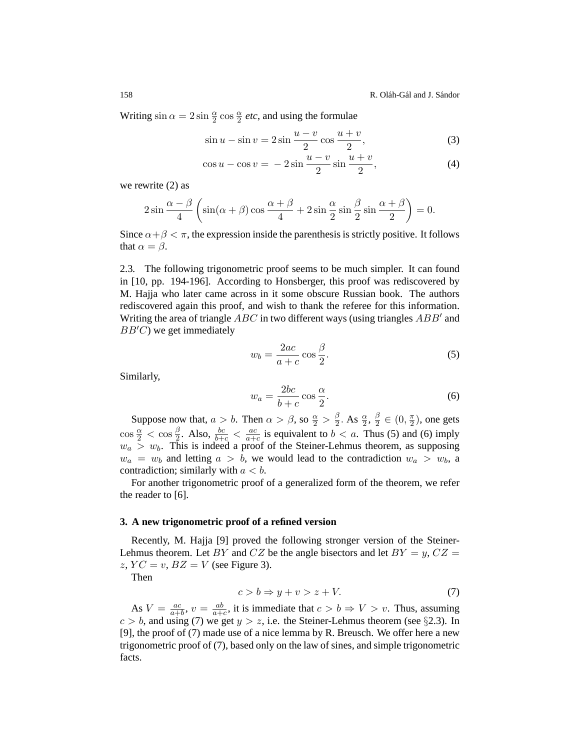Writing $\sin\alpha = 2\sin\frac{\alpha}{2}\cos\frac{\alpha}{2}$ *etc*, and using the formulae

$$\sin u - \sin v = 2\sin\frac{u-v}{2}\cos\frac{u+v}{2}, \tag{3}$$

$$\cos u - \cos v = -2\sin\frac{u-v}{2}\sin\frac{u+v}{2}, \tag{4}$$

we rewrite (2) as

$$2\sin\frac{\alpha-\beta}{4}\left(\sin(\alpha+\beta)\cos\frac{\alpha+\beta}{4} + 2\sin\frac{\alpha}{2}\sin\frac{\beta}{2}\sin\frac{\alpha+\beta}{2}\right) = 0.$$

Since $\alpha+\beta < \pi$, the expression inside the parenthesis is strictly positive. It follows that $\alpha = \beta$.

2.3. The following trigonometric proof seems to be much simpler. It can found in [10, pp. 194-196]. According to Honsberger, this proof was rediscovered by M. Hajja who later came across in it some obscure Russian book. The authors rediscovered again this proof, and wish to thank the referee for this information. Writing the area of triangle $ABC$ in two different ways (using triangles $ABB'$ and $BB'C$) we get immediately

$$w_b = \frac{2ac}{a+c}\cos\frac{\beta}{2}. \tag{5}$$

Similarly,

$$w_a = \frac{2bc}{b+c}\cos\frac{\alpha}{2}. \tag{6}$$

Suppose now that, $a > b$. Then $\alpha > \beta$, so $\frac{\alpha}{2} > \frac{\beta}{2}$. As $\frac{\alpha}{2}, \frac{\beta}{2} \in (0, \frac{\pi}{2})$, one gets $\cos\frac{\alpha}{2} < \cos\frac{\beta}{2}$. Also, $\frac{bc}{b+c} < \frac{ac}{a+c}$ is equivalent to $b < a$. Thus (5) and (6) imply $w_a > w_b$. This is indeed a proof of the Steiner-Lehmus theorem, as supposing $w_a = w_b$ and letting $a > b$, we would lead to the contradiction $w_a > w_b$, a contradiction; similarly with $a < b$.

For another trigonometric proof of a generalized form of the theorem, we refer the reader to [6].

## 3. A new trigonometric proof of a refined version

Recently, M. Hajja [9] proved the following stronger version of the Steiner-Lehmus theorem. Let $BY$ and $CZ$ be the angle bisectors and let $BY = y$, $CZ = z$, $YC = v$, $BZ = V$ (see Figure 3).

Then

$$c > b \Rightarrow y + v > z + V. \tag{7}$$

As $V = \frac{ac}{a+b}$, $v = \frac{ab}{a+c}$, it is immediate that $c > b \Rightarrow V > v$. Thus, assuming $c > b$, and using (7) we get $y > z$, i.e. the Steiner-Lehmus theorem (see §2.3). In [9], the proof of (7) made use of a nice lemma by R. Breusch. We offer here a new trigonometric proof of (7), based only on the law of sines, and simple trigonometric facts.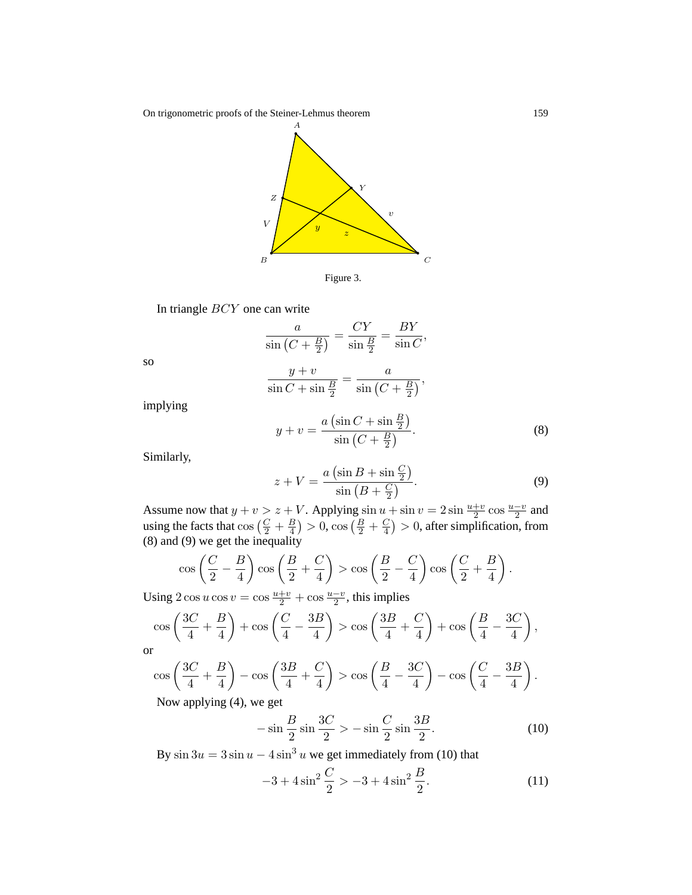Figure 3.

In triangle $BCY$ one can write

$$\frac{a}{\sin\left(C+\frac{B}{2}\right)}=\frac{CY}{\sin\frac{B}{2}}=\frac{BY}{\sin C},$$

so

$$\frac{y+v}{\sin C+\sin\frac{B}{2}}=\frac{a}{\sin\left(C+\frac{B}{2}\right)},$$

implying

$$y+v=\frac{a\left(\sin C+\sin\frac{B}{2}\right)}{\sin\left(C+\frac{B}{2}\right)}. \tag{8}$$

Similarly,

$$z+V=\frac{a\left(\sin B+\sin\frac{C}{2}\right)}{\sin\left(B+\frac{C}{2}\right)}. \tag{9}$$

Assume now that $y+v>z+V$. Applying $\sin u+\sin v=2\sin\frac{u+v}{2}\cos\frac{u-v}{2}$ and using the facts that $\cos\left(\frac{C}{2}+\frac{B}{4}\right)>0$, $\cos\left(\frac{B}{2}+\frac{C}{4}\right)>0$, after simplification, from (8) and (9) we get the inequality

$$\cos\left(\frac{C}{2}-\frac{B}{4}\right)\cos\left(\frac{B}{2}+\frac{C}{4}\right)>\cos\left(\frac{B}{2}-\frac{C}{4}\right)\cos\left(\frac{C}{2}+\frac{B}{4}\right).$$

Using $2\cos u\cos v=\cos\frac{u+v}{2}+\cos\frac{u-v}{2}$, this implies

$$\cos\left(\frac{3C}{4}+\frac{B}{4}\right)+\cos\left(\frac{C}{4}-\frac{3B}{4}\right)>\cos\left(\frac{3B}{4}+\frac{C}{4}\right)+\cos\left(\frac{B}{4}-\frac{3C}{4}\right),$$

or

$$\cos\left(\frac{3C}{4}+\frac{B}{4}\right)-\cos\left(\frac{3B}{4}+\frac{C}{4}\right)>\cos\left(\frac{B}{4}-\frac{3C}{4}\right)-\cos\left(\frac{C}{4}-\frac{3B}{4}\right).$$

Now applying (4), we get

$$-\sin\frac{B}{2}\sin\frac{3C}{2}>-\sin\frac{C}{2}\sin\frac{3B}{2}. \tag{10}$$

By $\sin 3u=3\sin u-4\sin^3 u$ we get immediately from (10) that

$$-3+4\sin^2\frac{C}{2}>-3+4\sin^2\frac{B}{2}. \tag{11}$$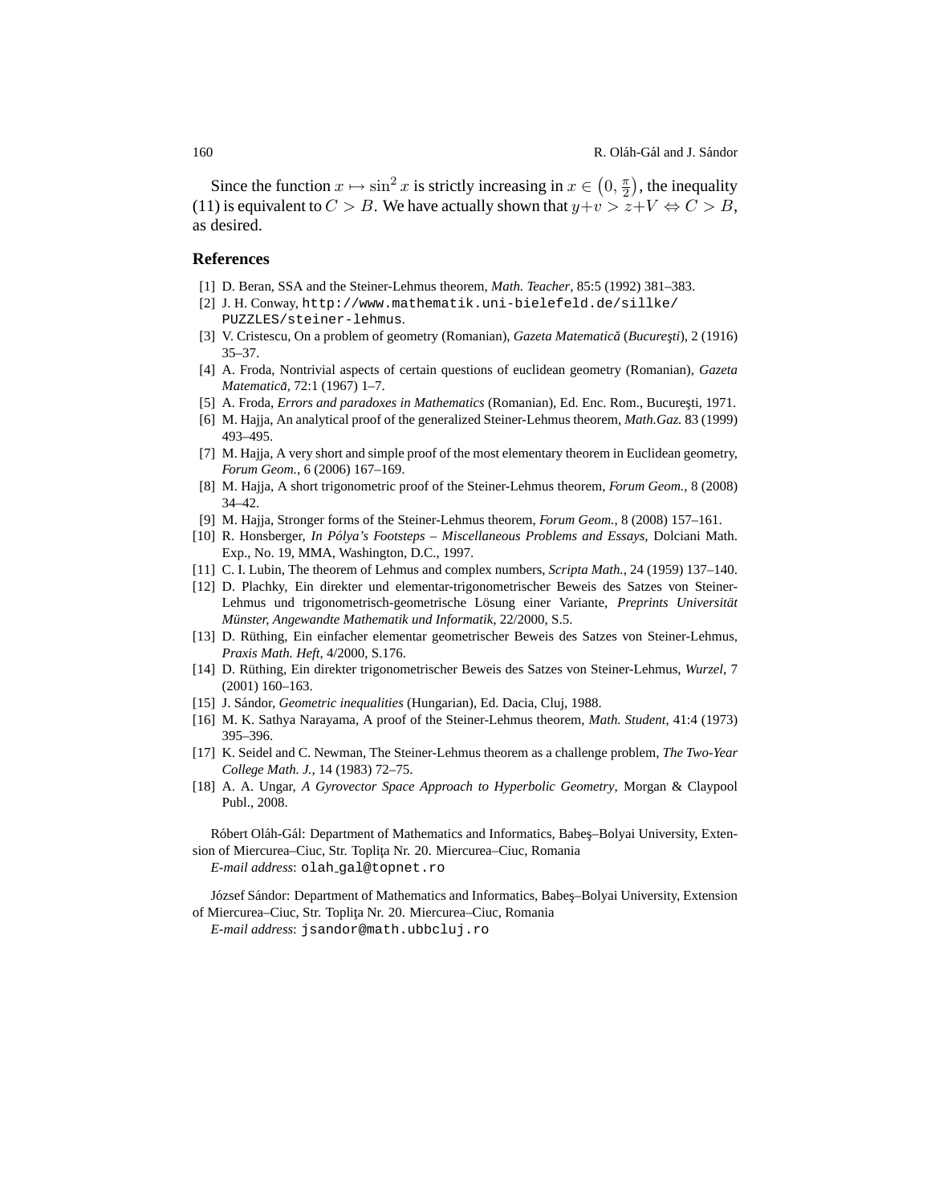Since the function $x \mapsto \sin^2 x$ is strictly increasing in $x \in \left(0, \frac{\pi}{2}\right)$, the inequality (11) is equivalent to $C > B$. We have actually shown that $y+v > z+V \Leftrightarrow C > B$, as desired.

## References

[1] D. Beran, SSA and the Steiner-Lehmus theorem, *Math. Teacher*, 85:5 (1992) 381–383.

[2] J. H. Conway, `http://www.mathematik.uni-bielefeld.de/sillke/PUZZLES/steiner-lehmus`.

[3] V. Cristescu, On a problem of geometry (Romanian), *Gazeta Matematică* (*Bucureşti*), 2 (1916) 35–37.

[4] A. Froda, Nontrivial aspects of certain questions of euclidean geometry (Romanian), *Gazeta Matematică*, 72:1 (1967) 1–7.

[5] A. Froda, *Errors and paradoxes in Mathematics* (Romanian), Ed. Enc. Rom., Bucureşti, 1971.

[6] M. Hajja, An analytical proof of the generalized Steiner-Lehmus theorem, *Math.Gaz.* 83 (1999) 493–495.

[7] M. Hajja, A very short and simple proof of the most elementary theorem in Euclidean geometry, *Forum Geom.*, 6 (2006) 167–169.

[8] M. Hajja, A short trigonometric proof of the Steiner-Lehmus theorem, *Forum Geom.*, 8 (2008) 34–42.

[9] M. Hajja, Stronger forms of the Steiner-Lehmus theorem, *Forum Geom.*, 8 (2008) 157–161.

[10] R. Honsberger, *In Pólya's Footsteps – Miscellaneous Problems and Essays*, Dolciani Math. Exp., No. 19, MMA, Washington, D.C., 1997.

[11] C. I. Lubin, The theorem of Lehmus and complex numbers, *Scripta Math.*, 24 (1959) 137–140.

[12] D. Plachky, Ein direkter und elementar-trigonometrischer Beweis des Satzes von Steiner-Lehmus und trigonometrisch-geometrische Lösung einer Variante, *Preprints Universität Münster, Angewandte Mathematik und Informatik*, 22/2000, S.5.

[13] D. Rüthing, Ein einfacher elementar geometrischer Beweis des Satzes von Steiner-Lehmus, *Praxis Math. Heft*, 4/2000, S.176.

[14] D. Rüthing, Ein direkter trigonometrischer Beweis des Satzes von Steiner-Lehmus, *Wurzel*, 7 (2001) 160–163.

[15] J. Sándor, *Geometric inequalities* (Hungarian), Ed. Dacia, Cluj, 1988.

[16] M. K. Sathya Narayama, A proof of the Steiner-Lehmus theorem, *Math. Student*, 41:4 (1973) 395–396.

[17] K. Seidel and C. Newman, The Steiner-Lehmus theorem as a challenge problem, *The Two-Year College Math. J.*, 14 (1983) 72–75.

[18] A. A. Ungar, *A Gyrovector Space Approach to Hyperbolic Geometry*, Morgan & Claypool Publ., 2008.

Róbert Oláh-Gál: Department of Mathematics and Informatics, Babeş–Bolyai University, Extension of Miercurea–Ciuc, Str. Topliţa Nr. 20. Miercurea–Ciuc, Romania
*E-mail address*: `olah_gal@topnet.ro`

József Sándor: Department of Mathematics and Informatics, Babeş–Bolyai University, Extension of Miercurea–Ciuc, Str. Topliţa Nr. 20. Miercurea–Ciuc, Romania
*E-mail address*: `jsandor@math.ubbcluj.ro`